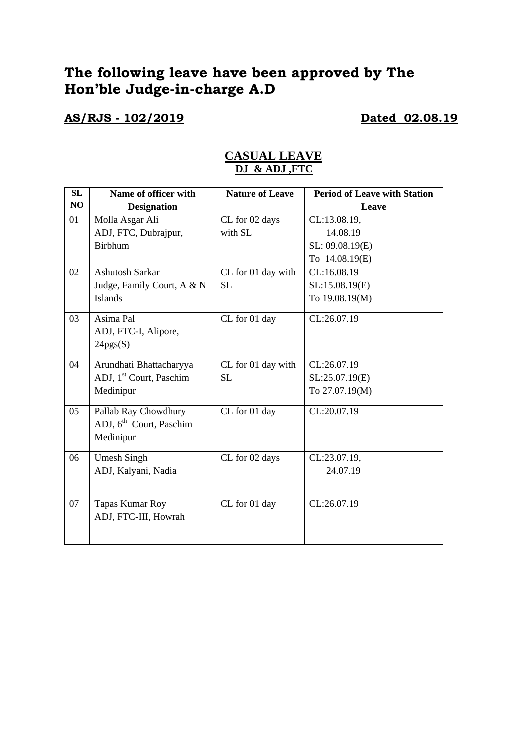# The following leave have been approved by The Hon'ble Judge-in-charge A.D

**AS/RJS - 102/2019** **Dated 02.08.19**

## CASUAL LEAVE

### DJ & ADJ ,FTC

| SL NO | Name of officer with Designation | Nature of Leave | Period of Leave with Station Leave |
|---|---|---|---|
| 01 | Molla Asgar Ali<br>ADJ, FTC, Dubrajpur, Birbhum | CL for 02 days with SL | CL:13.08.19, 14.08.19<br>SL: 09.08.19(E) To 14.08.19(E) |
| 02 | Ashutosh Sarkar<br>Judge, Family Court, A & N Islands | CL for 01 day with SL | CL:16.08.19<br>SL:15.08.19(E) To 19.08.19(M) |
| 03 | Asima Pal<br>ADJ, FTC-I, Alipore, 24pgs(S) | CL for 01 day | CL:26.07.19 |
| 04 | Arundhati Bhattacharyya<br>ADJ, 1st Court, Paschim Medinipur | CL for 01 day with SL | CL:26.07.19<br>SL:25.07.19(E) To 27.07.19(M) |
| 05 | Pallab Ray Chowdhury<br>ADJ, 6th Court, Paschim Medinipur | CL for 01 day | CL:20.07.19 |
| 06 | Umesh Singh<br>ADJ, Kalyani, Nadia | CL for 02 days | CL:23.07.19, 24.07.19 |
| 07 | Tapas Kumar Roy<br>ADJ, FTC-III, Howrah | CL for 01 day | CL:26.07.19 |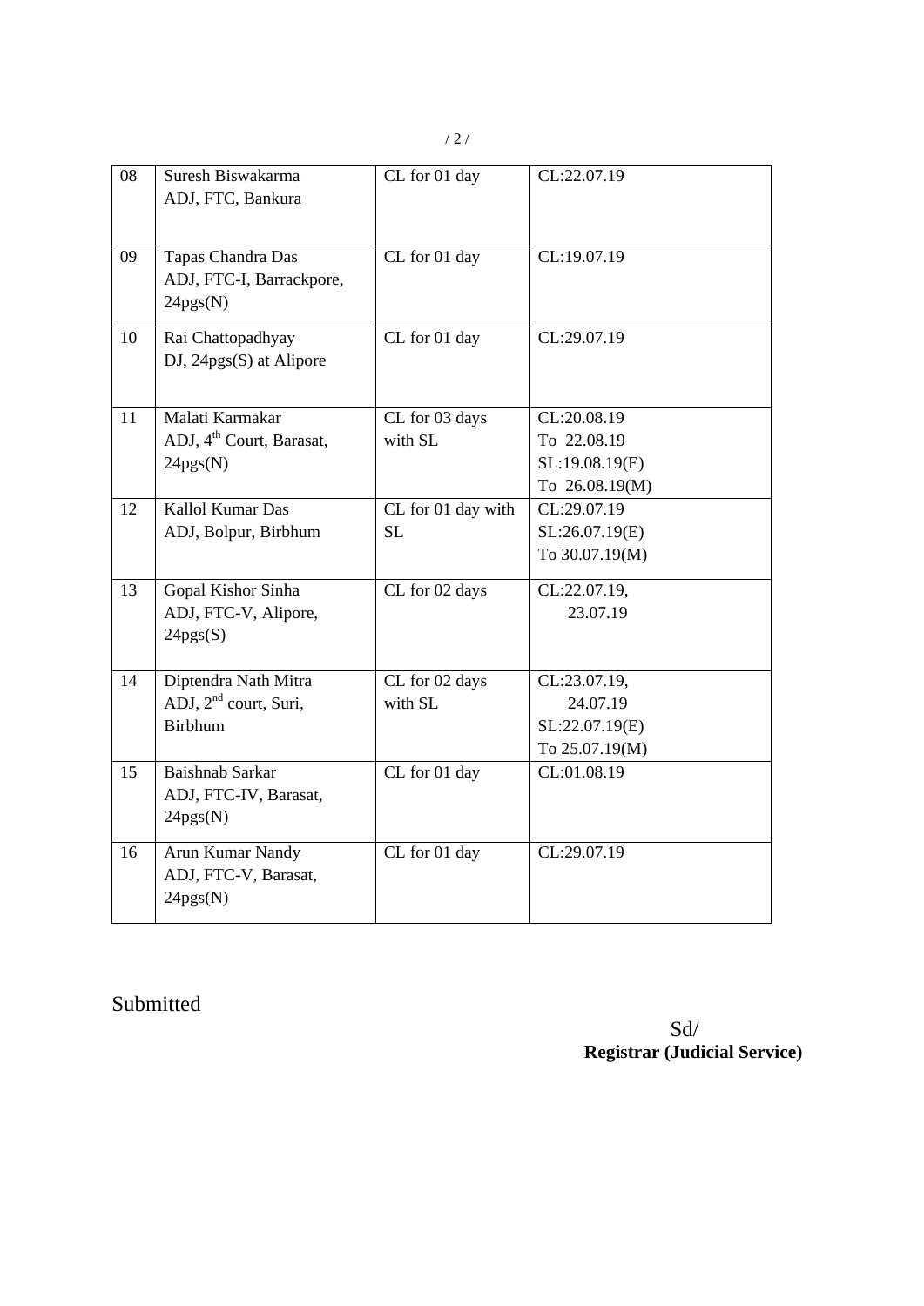| 08 | Suresh Biswakarma<br>ADJ, FTC, Bankura | CL for 01 day | CL:22.07.19 |
|---|---|---|---|
| 09 | Tapas Chandra Das<br>ADJ, FTC-I, Barrackpore, 24pgs(N) | CL for 01 day | CL:19.07.19 |
| 10 | Rai Chattopadhyay<br>DJ, 24pgs(S) at Alipore | CL for 01 day | CL:29.07.19 |
| 11 | Malati Karmakar<br>ADJ, 4th Court, Barasat, 24pgs(N) | CL for 03 days with SL | CL:20.08.19<br>To 22.08.19<br>SL:19.08.19(E)<br>To 26.08.19(M) |
| 12 | Kallol Kumar Das<br>ADJ, Bolpur, Birbhum | CL for 01 day with SL | CL:29.07.19<br>SL:26.07.19(E)<br>To 30.07.19(M) |
| 13 | Gopal Kishor Sinha<br>ADJ, FTC-V, Alipore, 24pgs(S) | CL for 02 days | CL:22.07.19,<br>23.07.19 |
| 14 | Diptendra Nath Mitra<br>ADJ, 2nd court, Suri, Birbhum | CL for 02 days with SL | CL:23.07.19,<br>24.07.19<br>SL:22.07.19(E)<br>To 25.07.19(M) |
| 15 | Baishnab Sarkar<br>ADJ, FTC-IV, Barasat, 24pgs(N) | CL for 01 day | CL:01.08.19 |
| 16 | Arun Kumar Nandy<br>ADJ, FTC-V, Barasat, 24pgs(N) | CL for 01 day | CL:29.07.19 |

Submitted

Sd/
**Registrar (Judicial Service)**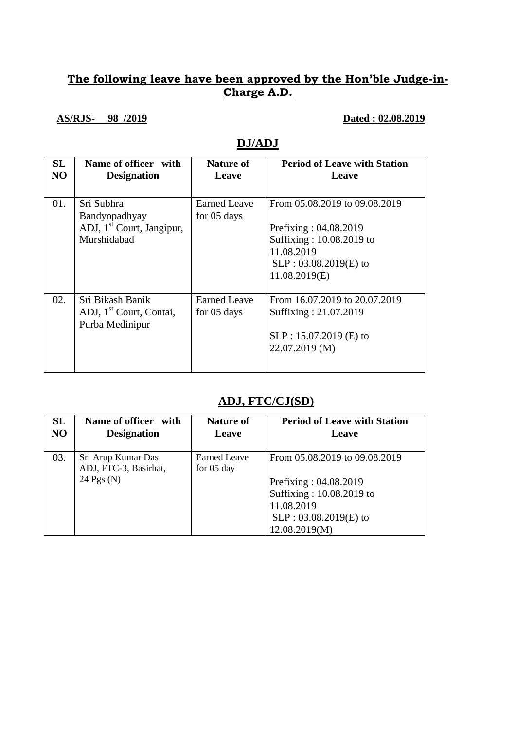**The following leave have been approved by the Hon'ble Judge-in-Charge A.D.**

**AS/RJS- 98 /2019** **Dated : 02.08.2019**

## DJ/ADJ

| SL NO | Name of officer with Designation | Nature of Leave | Period of Leave with Station Leave |
|---|---|---|---|
| 01. | Sri Subhra Bandyopadhyay ADJ, 1st Court, Jangipur, Murshidabad | Earned Leave for 05 days | From 05.08.2019 to 09.08.2019<br><br>Prefixing : 04.08.2019<br>Suffixing : 10.08.2019 to 11.08.2019<br>SLP : 03.08.2019(E) to 11.08.2019(E) |
| 02. | Sri Bikash Banik ADJ, 1st Court, Contai, Purba Medinipur | Earned Leave for 05 days | From 16.07.2019 to 20.07.2019<br>Suffixing : 21.07.2019<br><br>SLP : 15.07.2019 (E) to 22.07.2019 (M) |

## ADJ, FTC/CJ(SD)

| SL NO | Name of officer with Designation | Nature of Leave | Period of Leave with Station Leave |
|---|---|---|---|
| 03. | Sri Arup Kumar Das ADJ, FTC-3, Basirhat, 24 Pgs (N) | Earned Leave for 05 day | From 05.08.2019 to 09.08.2019<br><br>Prefixing : 04.08.2019<br>Suffixing : 10.08.2019 to 11.08.2019<br>SLP : 03.08.2019(E) to 12.08.2019(M) |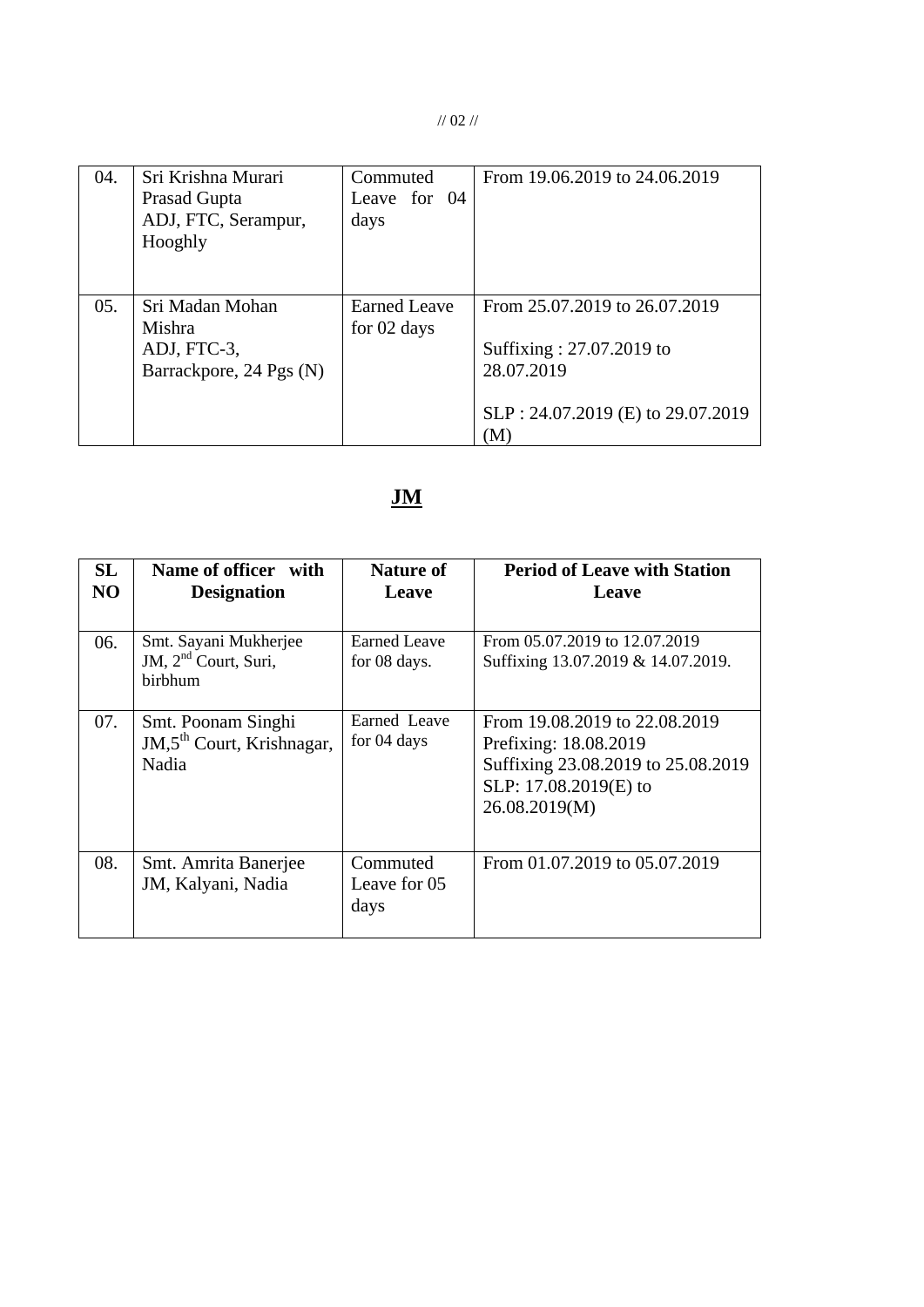| 04. | Sri Krishna Murari Prasad Gupta ADJ, FTC, Serampur, Hooghly | Commuted Leave for 04 days | From 19.06.2019 to 24.06.2019 |
|---|---|---|---|
| 05. | Sri Madan Mohan Mishra ADJ, FTC-3, Barrackpore, 24 Pgs (N) | Earned Leave for 02 days | From 25.07.2019 to 26.07.2019<br><br>Suffixing : 27.07.2019 to 28.07.2019<br><br>SLP : 24.07.2019 (E) to 29.07.2019 (M) |

## **JM**

| SL NO | Name of officer with Designation | Nature of Leave | Period of Leave with Station Leave |
|---|---|---|---|
| 06. | Smt. Sayani Mukherjee JM, 2nd Court, Suri, birbhum | Earned Leave for 08 days. | From 05.07.2019 to 12.07.2019 Suffixing 13.07.2019 & 14.07.2019. |
| 07. | Smt. Poonam Singhi JM,5th Court, Krishnagar, Nadia | Earned Leave for 04 days | From 19.08.2019 to 22.08.2019 Prefixing: 18.08.2019 Suffixing 23.08.2019 to 25.08.2019 SLP: 17.08.2019(E) to 26.08.2019(M) |
| 08. | Smt. Amrita Banerjee JM, Kalyani, Nadia | Commuted Leave for 05 days | From 01.07.2019 to 05.07.2019 |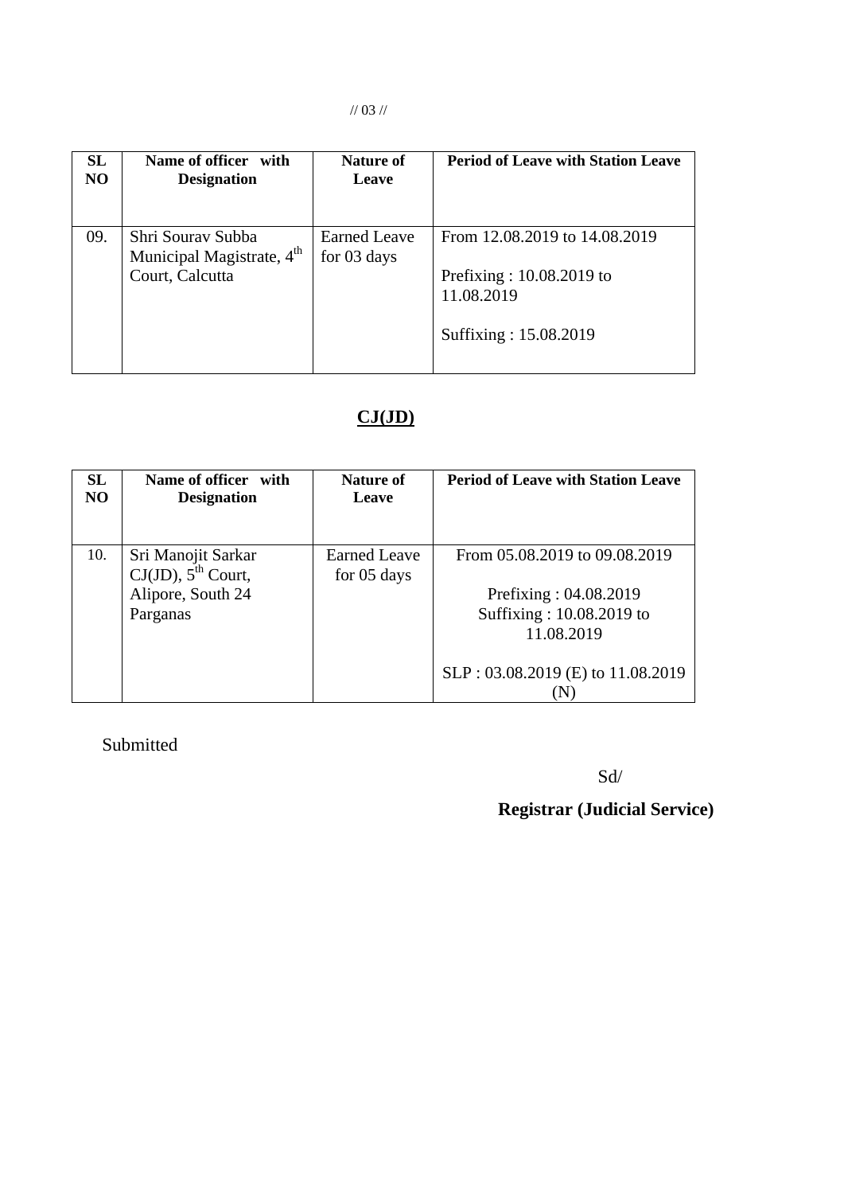| SL NO | Name of officer with Designation | Nature of Leave | Period of Leave with Station Leave |
|---|---|---|---|
| 09. | Shri Sourav Subba Municipal Magistrate, 4th Court, Calcutta | Earned Leave for 03 days | From 12.08.2019 to 14.08.2019<br><br>Prefixing : 10.08.2019 to 11.08.2019<br><br>Suffixing : 15.08.2019 |

## CJ(JD)

| SL NO | Name of officer with Designation | Nature of Leave | Period of Leave with Station Leave |
|---|---|---|---|
| 10. | Sri Manojit Sarkar CJ(JD), 5th Court, Alipore, South 24 Parganas | Earned Leave for 05 days | From 05.08.2019 to 09.08.2019<br><br>Prefixing : 04.08.2019<br>Suffixing : 10.08.2019 to 11.08.2019<br><br>SLP : 03.08.2019 (E) to 11.08.2019 (N) |

Submitted

Sd/

**Registrar (Judicial Service)**